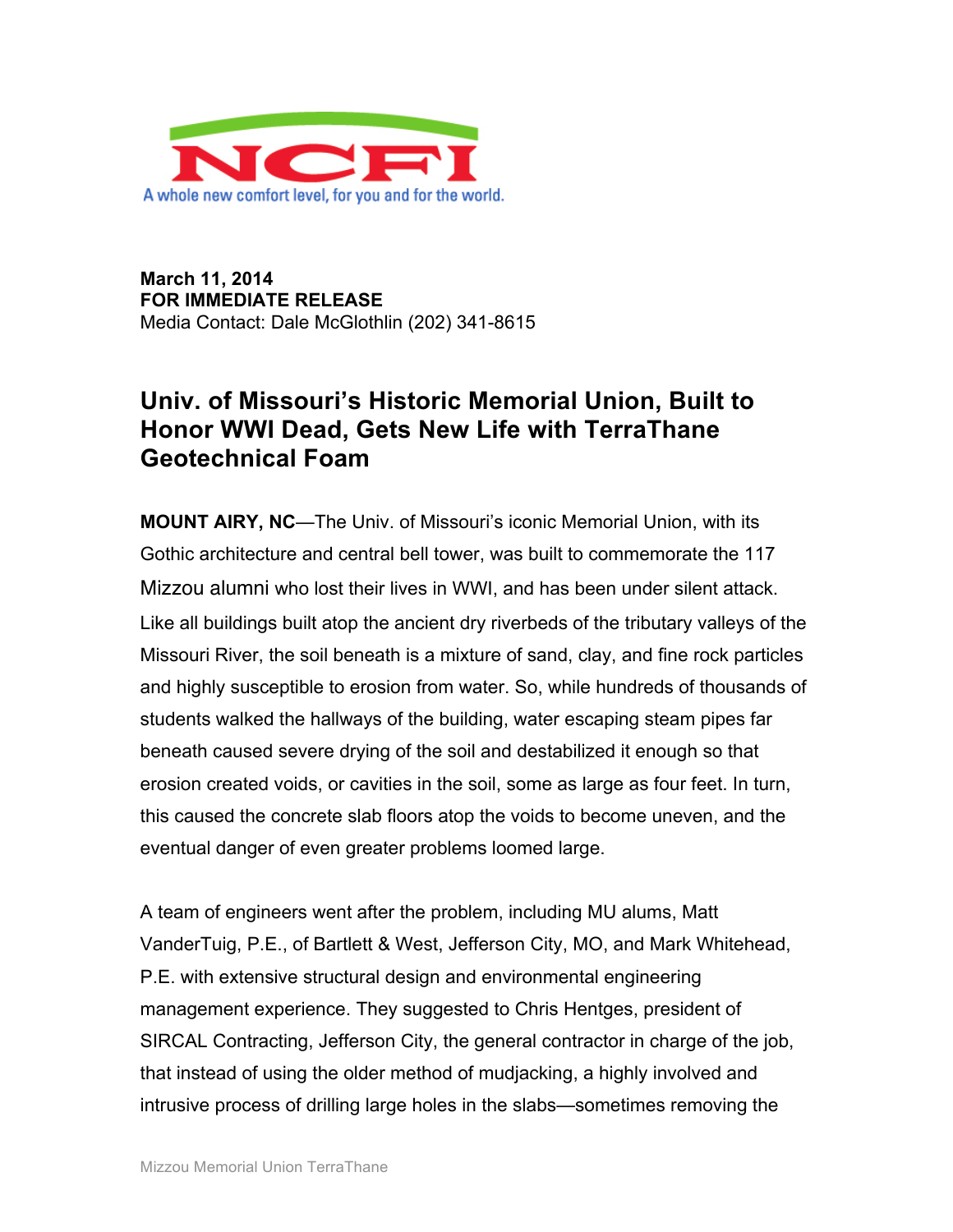NCFI

A whole new comfort level, for you and for the world.

**March 11, 2014**
**FOR IMMEDIATE RELEASE**
Media Contact: Dale McGlothlin (202) 341-8615

# Univ. of Missouri's Historic Memorial Union, Built to Honor WWI Dead, Gets New Life with TerraThane Geotechnical Foam

**MOUNT AIRY, NC**—The Univ. of Missouri's iconic Memorial Union, with its Gothic architecture and central bell tower, was built to commemorate the 117 Mizzou alumni who lost their lives in WWI, and has been under silent attack. Like all buildings built atop the ancient dry riverbeds of the tributary valleys of the Missouri River, the soil beneath is a mixture of sand, clay, and fine rock particles and highly susceptible to erosion from water. So, while hundreds of thousands of students walked the hallways of the building, water escaping steam pipes far beneath caused severe drying of the soil and destabilized it enough so that erosion created voids, or cavities in the soil, some as large as four feet. In turn, this caused the concrete slab floors atop the voids to become uneven, and the eventual danger of even greater problems loomed large.

A team of engineers went after the problem, including MU alums, Matt VanderTuig, P.E., of Bartlett & West, Jefferson City, MO, and Mark Whitehead, P.E. with extensive structural design and environmental engineering management experience. They suggested to Chris Hentges, president of SIRCAL Contracting, Jefferson City, the general contractor in charge of the job, that instead of using the older method of mudjacking, a highly involved and intrusive process of drilling large holes in the slabs—sometimes removing the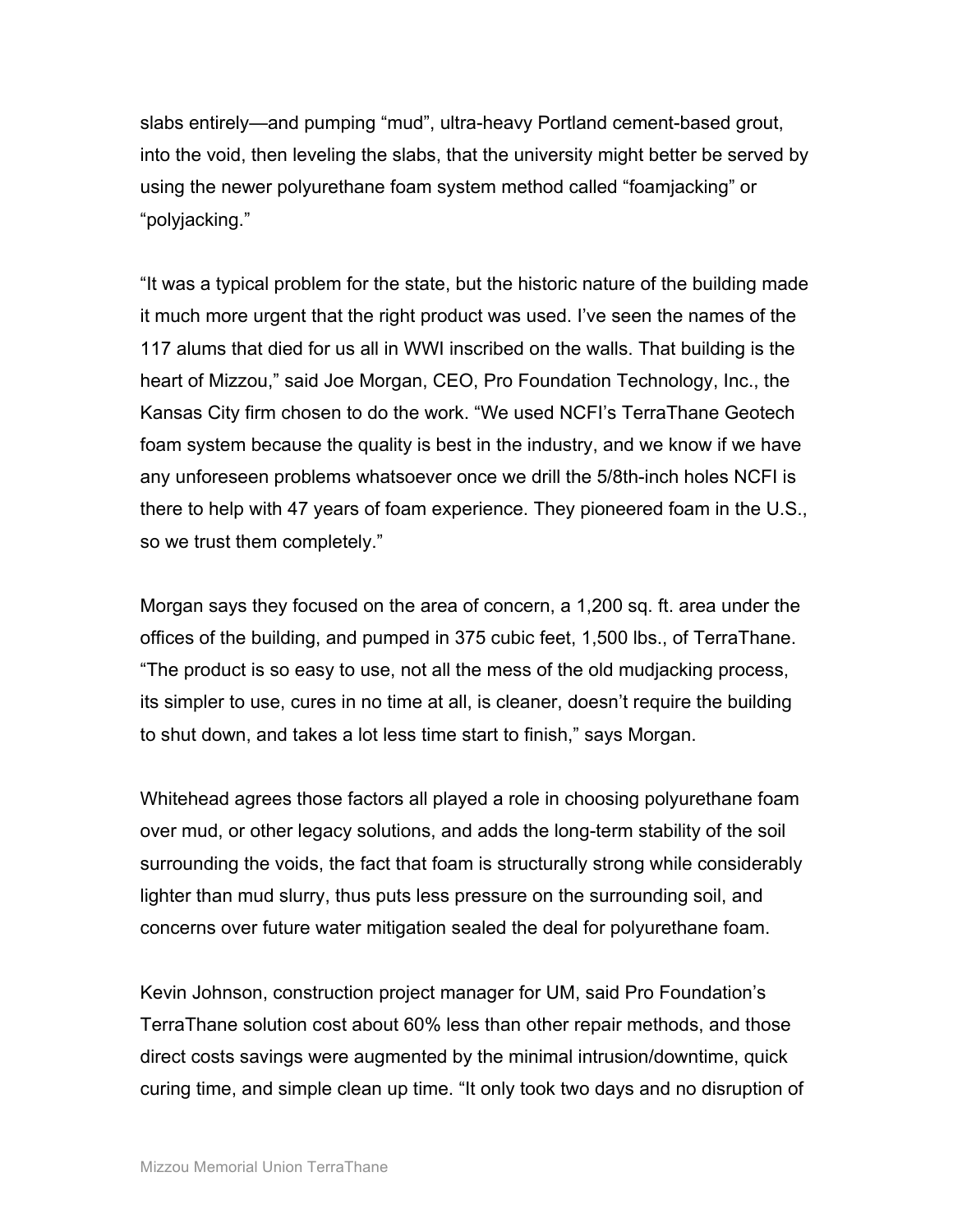slabs entirely—and pumping “mud”, ultra-heavy Portland cement-based grout, into the void, then leveling the slabs, that the university might better be served by using the newer polyurethane foam system method called “foamjacking” or “polyjacking.”

“It was a typical problem for the state, but the historic nature of the building made it much more urgent that the right product was used. I’ve seen the names of the 117 alums that died for us all in WWI inscribed on the walls. That building is the heart of Mizzou,” said Joe Morgan, CEO, Pro Foundation Technology, Inc., the Kansas City firm chosen to do the work. “We used NCFI’s TerraThane Geotech foam system because the quality is best in the industry, and we know if we have any unforeseen problems whatsoever once we drill the 5/8th-inch holes NCFI is there to help with 47 years of foam experience. They pioneered foam in the U.S., so we trust them completely.”

Morgan says they focused on the area of concern, a 1,200 sq. ft. area under the offices of the building, and pumped in 375 cubic feet, 1,500 lbs., of TerraThane. “The product is so easy to use, not all the mess of the old mudjacking process, its simpler to use, cures in no time at all, is cleaner, doesn’t require the building to shut down, and takes a lot less time start to finish,” says Morgan.

Whitehead agrees those factors all played a role in choosing polyurethane foam over mud, or other legacy solutions, and adds the long-term stability of the soil surrounding the voids, the fact that foam is structurally strong while considerably lighter than mud slurry, thus puts less pressure on the surrounding soil, and concerns over future water mitigation sealed the deal for polyurethane foam.

Kevin Johnson, construction project manager for UM, said Pro Foundation’s TerraThane solution cost about 60% less than other repair methods, and those direct costs savings were augmented by the minimal intrusion/downtime, quick curing time, and simple clean up time. “It only took two days and no disruption of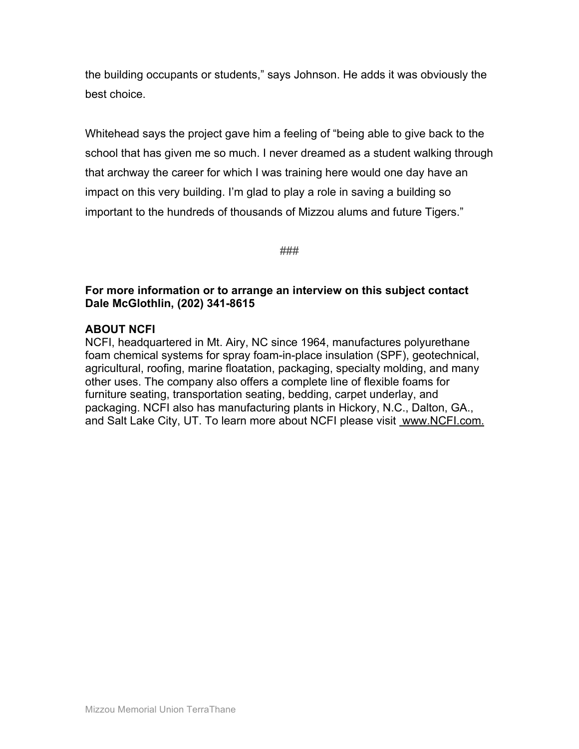the building occupants or students," says Johnson. He adds it was obviously the best choice.

Whitehead says the project gave him a feeling of "being able to give back to the school that has given me so much. I never dreamed as a student walking through that archway the career for which I was training here would one day have an impact on this very building. I'm glad to play a role in saving a building so important to the hundreds of thousands of Mizzou alums and future Tigers."

###

**For more information or to arrange an interview on this subject contact Dale McGlothlin, (202) 341-8615**

**ABOUT NCFI**

NCFI, headquartered in Mt. Airy, NC since 1964, manufactures polyurethane foam chemical systems for spray foam-in-place insulation (SPF), geotechnical, agricultural, roofing, marine floatation, packaging, specialty molding, and many other uses. The company also offers a complete line of flexible foams for furniture seating, transportation seating, bedding, carpet underlay, and packaging. NCFI also has manufacturing plants in Hickory, N.C., Dalton, GA., and Salt Lake City, UT. To learn more about NCFI please visit www.NCFI.com.